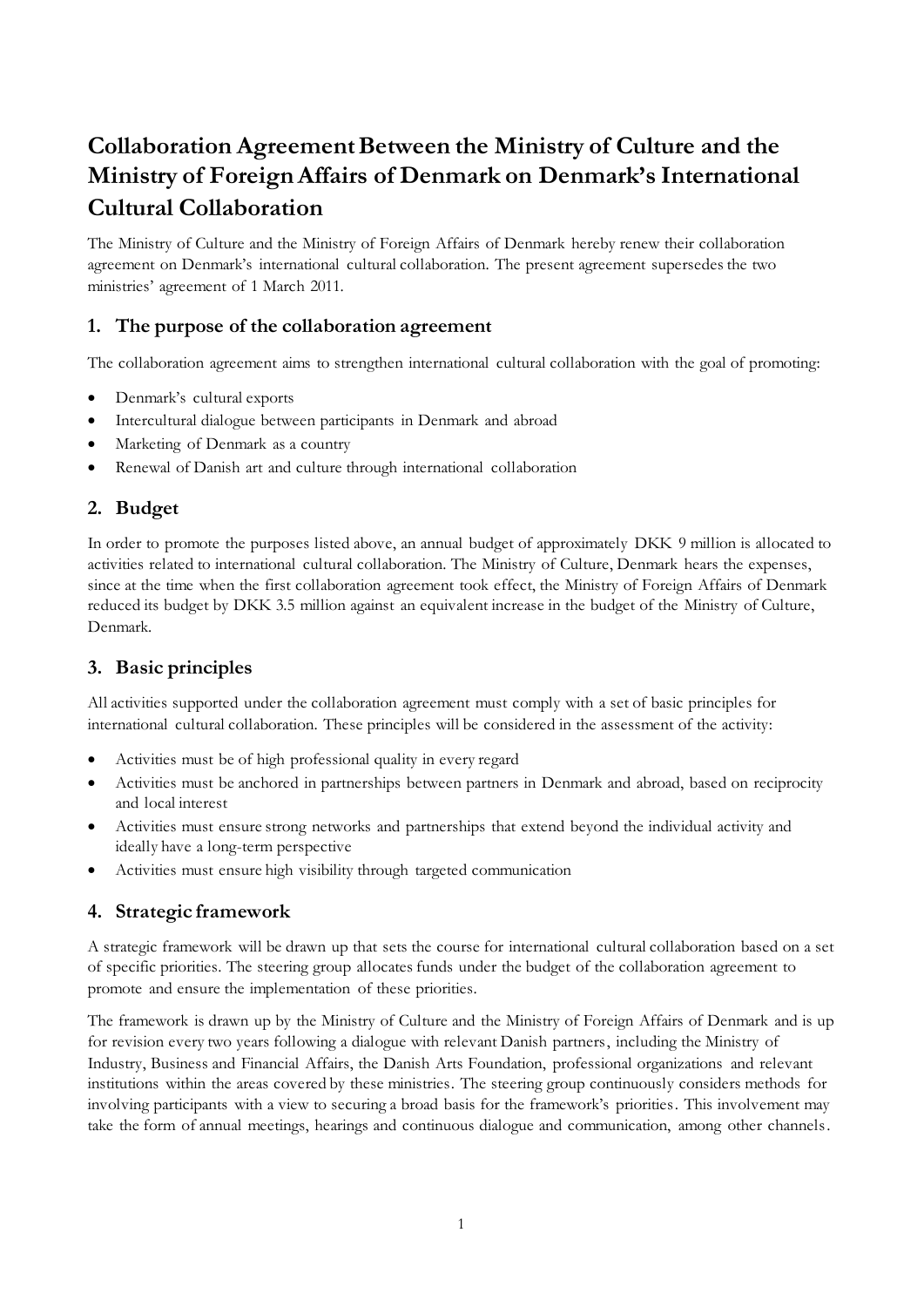# Collaboration Agreement Between the Ministry of Culture and the Ministry of Foreign Affairs of Denmark on Denmark's International Cultural Collaboration

The Ministry of Culture and the Ministry of Foreign Affairs of Denmark hereby renew their collaboration agreement on Denmark's international cultural collaboration. The present agreement supersedes the two ministries' agreement of 1 March 2011.

## 1. The purpose of the collaboration agreement

The collaboration agreement aims to strengthen international cultural collaboration with the goal of promoting:

- Denmark's cultural exports
- Intercultural dialogue between participants in Denmark and abroad
- Marketing of Denmark as a country
- Renewal of Danish art and culture through international collaboration

## 2. Budget

In order to promote the purposes listed above, an annual budget of approximately DKK 9 million is allocated to activities related to international cultural collaboration. The Ministry of Culture, Denmark hears the expenses, since at the time when the first collaboration agreement took effect, the Ministry of Foreign Affairs of Denmark reduced its budget by DKK 3.5 million against an equivalent increase in the budget of the Ministry of Culture, Denmark.

## 3. Basic principles

All activities supported under the collaboration agreement must comply with a set of basic principles for international cultural collaboration. These principles will be considered in the assessment of the activity:

- Activities must be of high professional quality in every regard
- Activities must be anchored in partnerships between partners in Denmark and abroad, based on reciprocity and local interest
- Activities must ensure strong networks and partnerships that extend beyond the individual activity and ideally have a long-term perspective
- Activities must ensure high visibility through targeted communication

## 4. Strategic framework

A strategic framework will be drawn up that sets the course for international cultural collaboration based on a set of specific priorities. The steering group allocates funds under the budget of the collaboration agreement to promote and ensure the implementation of these priorities.

The framework is drawn up by the Ministry of Culture and the Ministry of Foreign Affairs of Denmark and is up for revision every two years following a dialogue with relevant Danish partners, including the Ministry of Industry, Business and Financial Affairs, the Danish Arts Foundation, professional organizations and relevant institutions within the areas covered by these ministries. The steering group continuously considers methods for involving participants with a view to securing a broad basis for the framework's priorities. This involvement may take the form of annual meetings, hearings and continuous dialogue and communication, among other channels.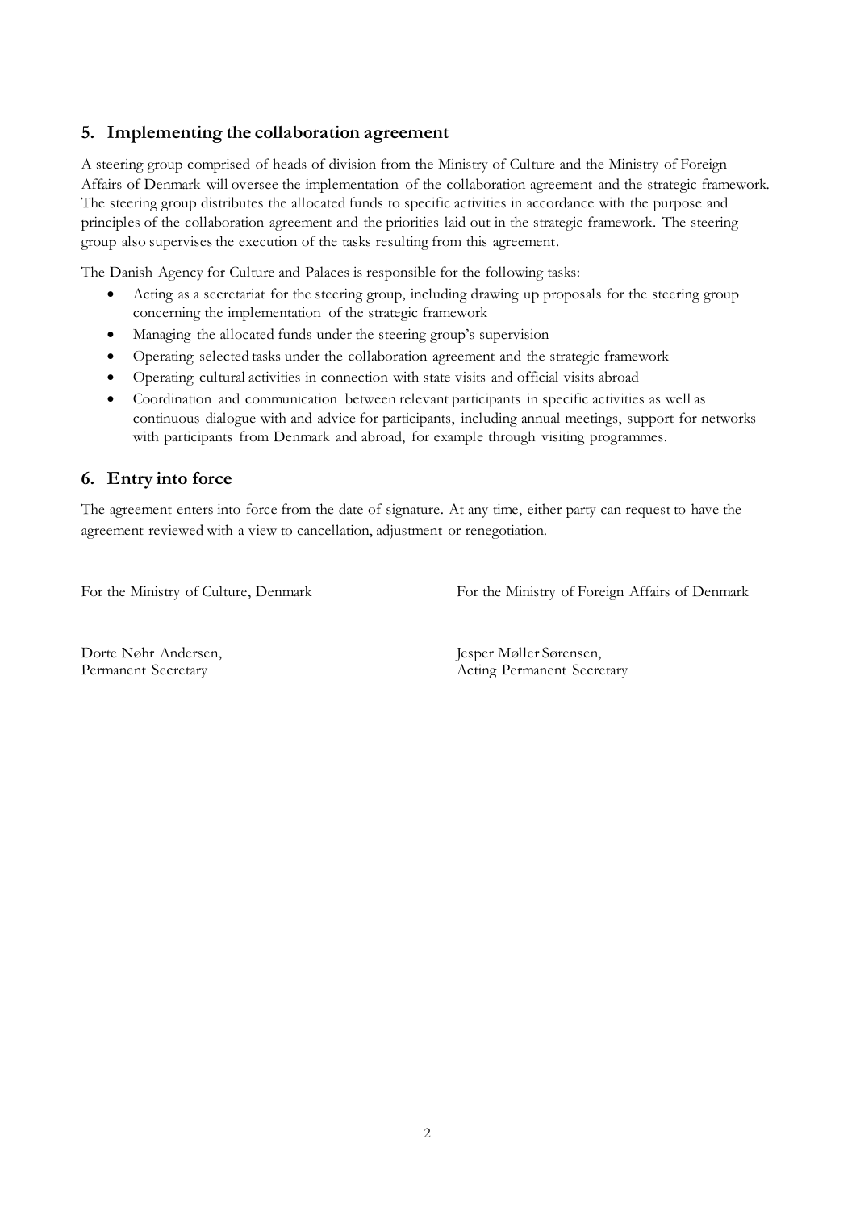## 5. Implementing the collaboration agreement

A steering group comprised of heads of division from the Ministry of Culture and the Ministry of Foreign Affairs of Denmark will oversee the implementation of the collaboration agreement and the strategic framework. The steering group distributes the allocated funds to specific activities in accordance with the purpose and principles of the collaboration agreement and the priorities laid out in the strategic framework. The steering group also supervises the execution of the tasks resulting from this agreement.

The Danish Agency for Culture and Palaces is responsible for the following tasks:

- Acting as a secretariat for the steering group, including drawing up proposals for the steering group concerning the implementation of the strategic framework
- Managing the allocated funds under the steering group's supervision
- Operating selected tasks under the collaboration agreement and the strategic framework
- Operating cultural activities in connection with state visits and official visits abroad
- Coordination and communication between relevant participants in specific activities as well as continuous dialogue with and advice for participants, including annual meetings, support for networks with participants from Denmark and abroad, for example through visiting programmes.

## 6. Entry into force

The agreement enters into force from the date of signature. At any time, either party can request to have the agreement reviewed with a view to cancellation, adjustment or renegotiation.

For the Ministry of Culture, Denmark

Dorte Nøhr Andersen,
Permanent Secretary

For the Ministry of Foreign Affairs of Denmark

Jesper Møller Sørensen,
Acting Permanent Secretary